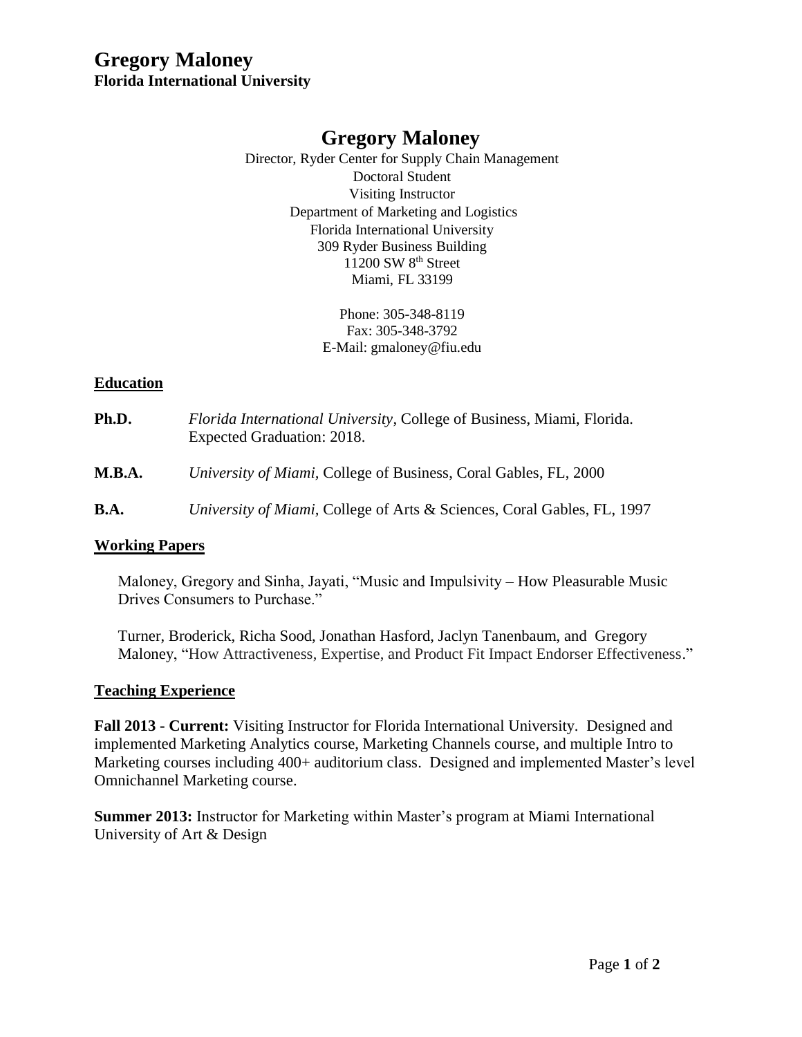# Gregory Maloney

**Florida International University**

## Gregory Maloney

Director, Ryder Center for Supply Chain Management
Doctoral Student
Visiting Instructor
Department of Marketing and Logistics
Florida International University
309 Ryder Business Building
11200 SW 8th Street
Miami, FL 33199

Phone: 305-348-8119
Fax: 305-348-3792
E-Mail: gmaloney@fiu.edu

### Education

**Ph.D.** *Florida International University*, College of Business, Miami, Florida. Expected Graduation: 2018.

**M.B.A.** *University of Miami*, College of Business, Coral Gables, FL, 2000

**B.A.** *University of Miami*, College of Arts & Sciences, Coral Gables, FL, 1997

### Working Papers

Maloney, Gregory and Sinha, Jayati, "Music and Impulsivity – How Pleasurable Music Drives Consumers to Purchase."

Turner, Broderick, Richa Sood, Jonathan Hasford, Jaclyn Tanenbaum, and Gregory Maloney, "How Attractiveness, Expertise, and Product Fit Impact Endorser Effectiveness."

### Teaching Experience

**Fall 2013 - Current:** Visiting Instructor for Florida International University. Designed and implemented Marketing Analytics course, Marketing Channels course, and multiple Intro to Marketing courses including 400+ auditorium class. Designed and implemented Master's level Omnichannel Marketing course.

**Summer 2013:** Instructor for Marketing within Master's program at Miami International University of Art & Design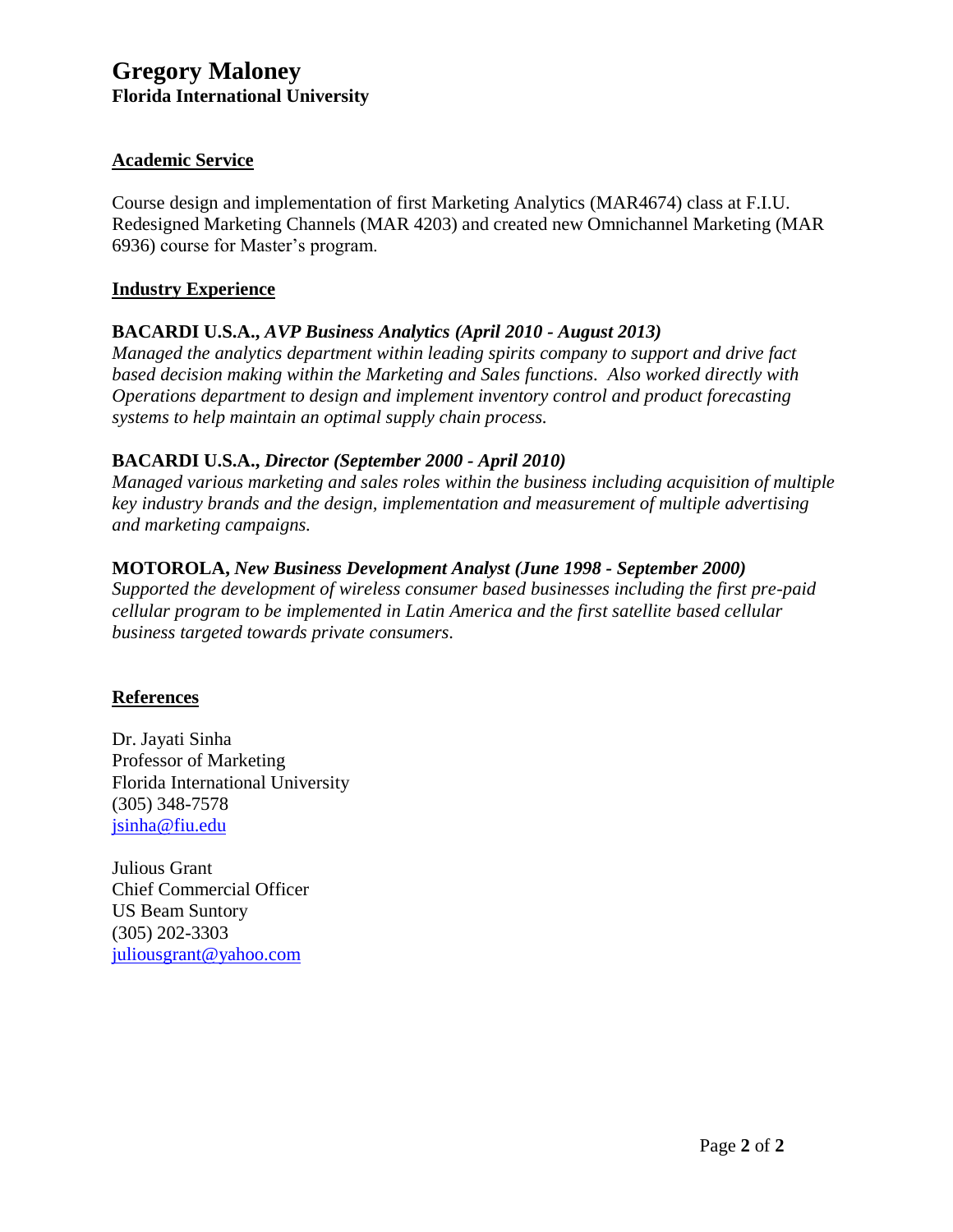# Gregory Maloney

**Florida International University**

## Academic Service

Course design and implementation of first Marketing Analytics (MAR4674) class at F.I.U. Redesigned Marketing Channels (MAR 4203) and created new Omnichannel Marketing (MAR 6936) course for Master's program.

## Industry Experience

**BACARDI U.S.A.,** ***AVP Business Analytics (April 2010 - August 2013)***

*Managed the analytics department within leading spirits company to support and drive fact based decision making within the Marketing and Sales functions. Also worked directly with Operations department to design and implement inventory control and product forecasting systems to help maintain an optimal supply chain process.*

**BACARDI U.S.A.,** ***Director (September 2000 - April 2010)***

*Managed various marketing and sales roles within the business including acquisition of multiple key industry brands and the design, implementation and measurement of multiple advertising and marketing campaigns.*

**MOTOROLA,** ***New Business Development Analyst (June 1998 - September 2000)***

*Supported the development of wireless consumer based businesses including the first pre-paid cellular program to be implemented in Latin America and the first satellite based cellular business targeted towards private consumers.*

## References

Dr. Jayati Sinha
Professor of Marketing
Florida International University
(305) 348-7578
jsinha@fiu.edu

Julious Grant
Chief Commercial Officer
US Beam Suntory
(305) 202-3303
juliousgrant@yahoo.com